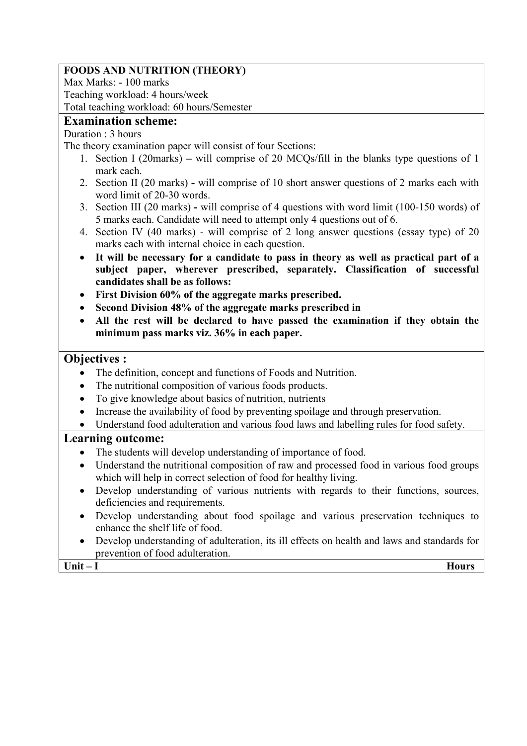**FOODS AND NUTRITION (THEORY)**

Max Marks: - 100 marks

Teaching workload: 4 hours/week

Total teaching workload: 60 hours/Semester

## Examination scheme:

Duration : 3 hours

The theory examination paper will consist of four Sections:

1. Section I (20marks) **–** will comprise of 20 MCQs/fill in the blanks type questions of 1 mark each.
2. Section II (20 marks) **-** will comprise of 10 short answer questions of 2 marks each with word limit of 20-30 words.
3. Section III (20 marks) **-** will comprise of 4 questions with word limit (100-150 words) of 5 marks each. Candidate will need to attempt only 4 questions out of 6.
4. Section IV (40 marks) - will comprise of 2 long answer questions (essay type) of 20 marks each with internal choice in each question.

- **It will be necessary for a candidate to pass in theory as well as practical part of a subject paper, wherever prescribed, separately. Classification of successful candidates shall be as follows:**
- **First Division 60% of the aggregate marks prescribed.**
- **Second Division 48% of the aggregate marks prescribed in**
- **All the rest will be declared to have passed the examination if they obtain the minimum pass marks viz. 36% in each paper.**

## Objectives :

- The definition, concept and functions of Foods and Nutrition.
- The nutritional composition of various foods products.
- To give knowledge about basics of nutrition, nutrients
- Increase the availability of food by preventing spoilage and through preservation.
- Understand food adulteration and various food laws and labelling rules for food safety.

## Learning outcome:

- The students will develop understanding of importance of food.
- Understand the nutritional composition of raw and processed food in various food groups which will help in correct selection of food for healthy living.
- Develop understanding of various nutrients with regards to their functions, sources, deficiencies and requirements.
- Develop understanding about food spoilage and various preservation techniques to enhance the shelf life of food.
- Develop understanding of adulteration, its ill effects on health and laws and standards for prevention of food adulteration.

| **Unit – I** | **Hours** |
|---|---|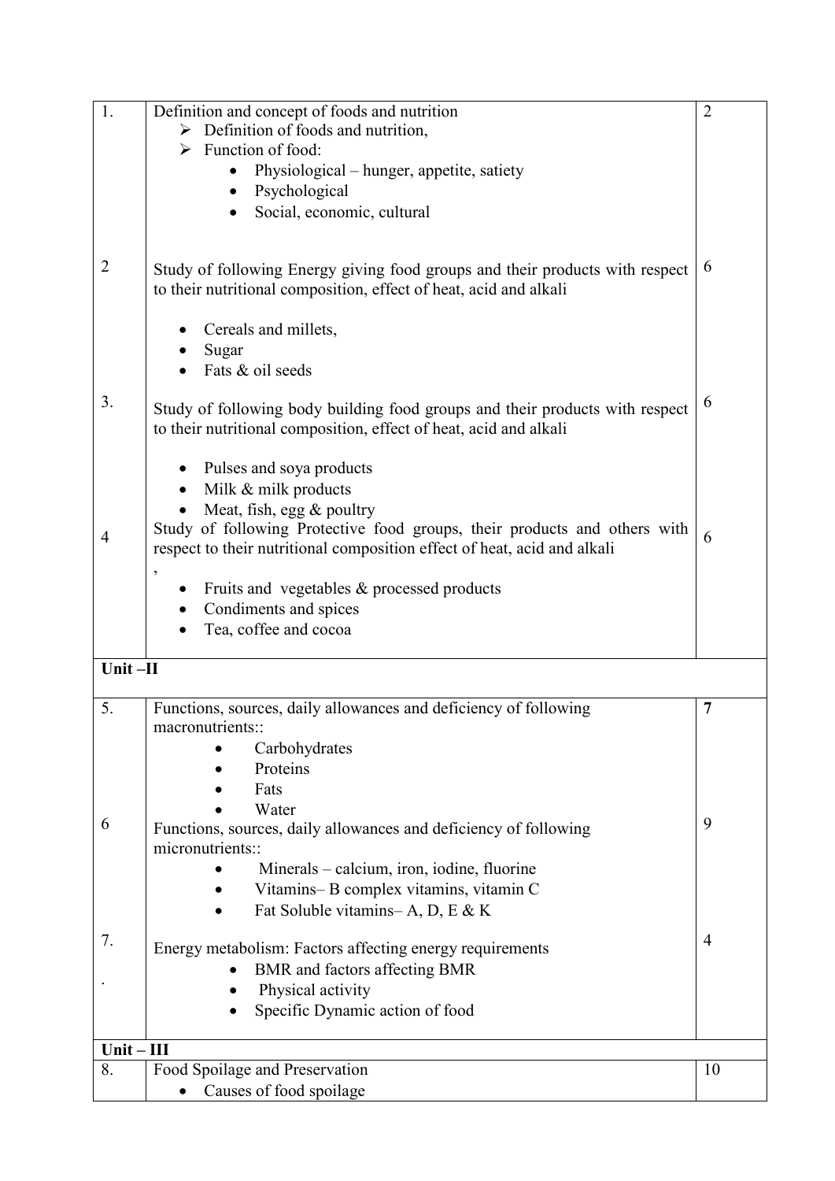| | | |
|---|---|---|
| 1. | Definition and concept of foods and nutrition<br>➢ Definition of foods and nutrition,<br>➢ Function of food:<br>• Physiological – hunger, appetite, satiety<br>• Psychological<br>• Social, economic, cultural | 2 |
| 2 | Study of following Energy giving food groups and their products with respect to their nutritional composition, effect of heat, acid and alkali<br>• Cereals and millets,<br>• Sugar<br>• Fats & oil seeds | 6 |
| 3. | Study of following body building food groups and their products with respect to their nutritional composition, effect of heat, acid and alkali<br>• Pulses and soya products<br>• Milk & milk products<br>• Meat, fish, egg & poultry | 6 |
| 4 | Study of following Protective food groups, their products and others with respect to their nutritional composition effect of heat, acid and alkali<br>,<br>• Fruits and vegetables & processed products<br>• Condiments and spices<br>• Tea, coffee and cocoa | 6 |
| **Unit –II** | | |
| 5. | Functions, sources, daily allowances and deficiency of following macronutrients::<br>• Carbohydrates<br>• Proteins<br>• Fats<br>• Water | **7** |
| 6 | Functions, sources, daily allowances and deficiency of following micronutrients::<br>• Minerals – calcium, iron, iodine, fluorine<br>• Vitamins– B complex vitamins, vitamin C<br>• Fat Soluble vitamins– A, D, E & K | 9 |
| 7.<br>. | Energy metabolism: Factors affecting energy requirements<br>• BMR and factors affecting BMR<br>• Physical activity<br>• Specific Dynamic action of food | 4 |
| **Unit – III** | | |
| 8. | Food Spoilage and Preservation<br>• Causes of food spoilage | 10 |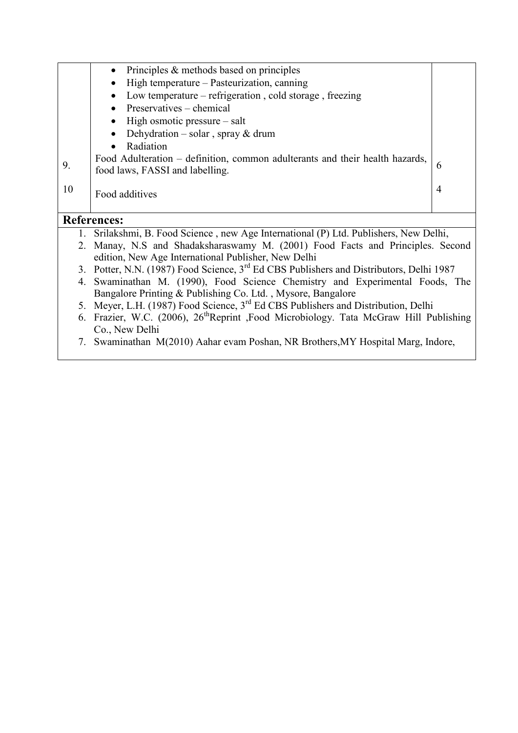| | | |
|---|---|---|
| | • Principles & methods based on principles<br>• High temperature – Pasteurization, canning<br>• Low temperature – refrigeration , cold storage , freezing<br>• Preservatives – chemical<br>• High osmotic pressure – salt<br>• Dehydration – solar , spray & drum<br>• Radiation | |
| 9. | Food Adulteration – definition, common adulterants and their health hazards, food laws, FASSI and labelling. | 6 |
| 10 | Food additives | 4 |

**References:**

1. Srilakshmi, B. Food Science , new Age International (P) Ltd. Publishers, New Delhi,
2. Manay, N.S and Shadaksharaswamy M. (2001) Food Facts and Principles. Second edition, New Age International Publisher, New Delhi
3. Potter, N.N. (1987) Food Science, 3rd Ed CBS Publishers and Distributors, Delhi 1987
4. Swaminathan M. (1990), Food Science Chemistry and Experimental Foods, The Bangalore Printing & Publishing Co. Ltd. , Mysore, Bangalore
5. Meyer, L.H. (1987) Food Science, 3rd Ed CBS Publishers and Distribution, Delhi
6. Frazier, W.C. (2006), 26thReprint ,Food Microbiology. Tata McGraw Hill Publishing Co., New Delhi
7. Swaminathan M(2010) Aahar evam Poshan, NR Brothers,MY Hospital Marg, Indore,